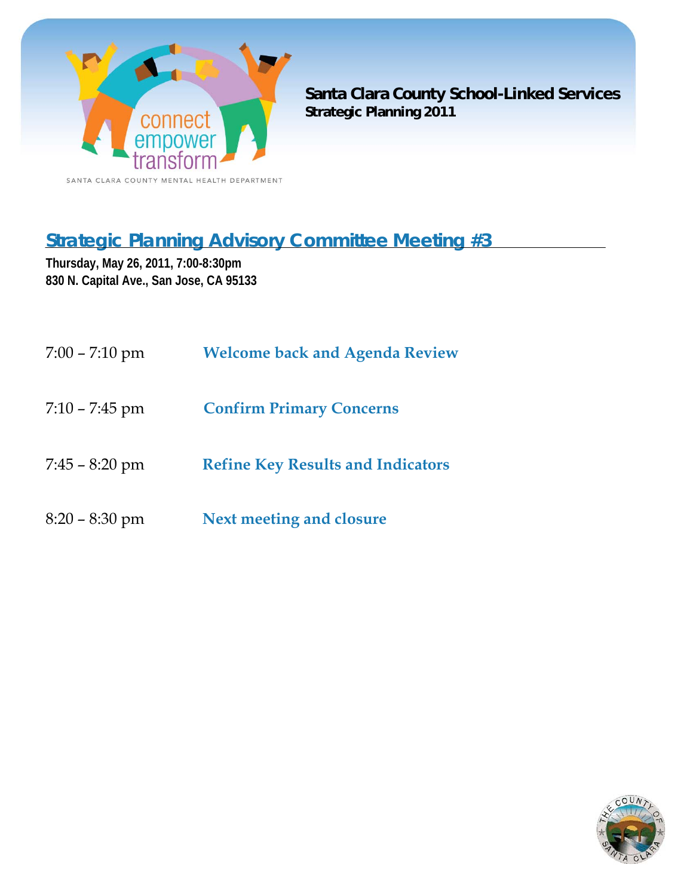connect
empower
transform

SANTA CLARA COUNTY MENTAL HEALTH DEPARTMENT

**Santa Clara County School-Linked Services**
**Strategic Planning 2011**

## Strategic Planning Advisory Committee Meeting #3

**Thursday, May 26, 2011, 7:00-8:30pm**
**830 N. Capital Ave., San Jose, CA 95133**

| | |
|---|---|
| 7:00 – 7:10 pm | **Welcome back and Agenda Review** |
| 7:10 – 7:45 pm | **Confirm Primary Concerns** |
| 7:45 – 8:20 pm | **Refine Key Results and Indicators** |
| 8:20 – 8:30 pm | **Next meeting and closure** |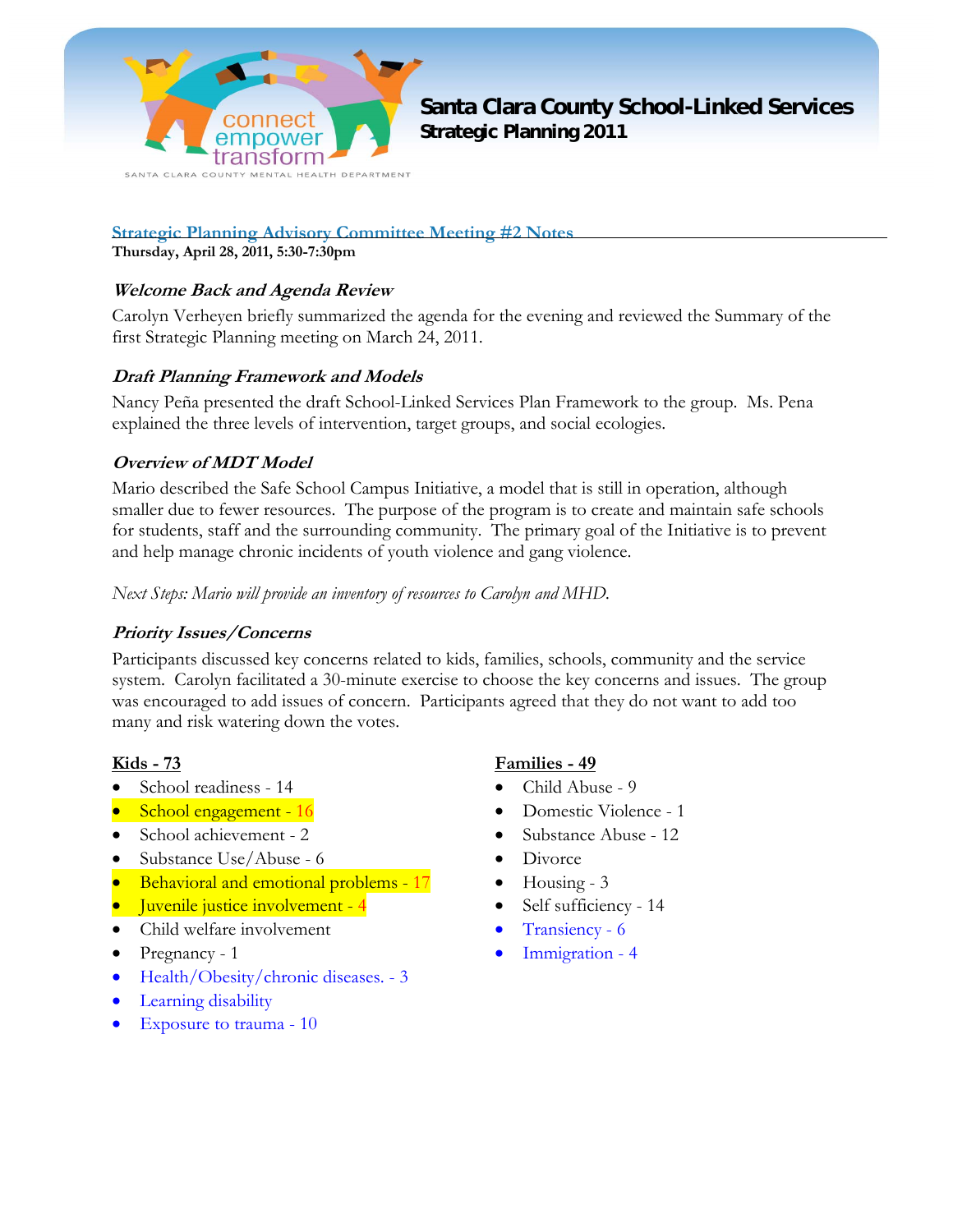# Santa Clara County School-Linked Services

**Strategic Planning 2011**

SANTA CLARA COUNTY MENTAL HEALTH DEPARTMENT

## Strategic Planning Advisory Committee Meeting #2 Notes

**Thursday, April 28, 2011, 5:30-7:30pm**

### *Welcome Back and Agenda Review*

Carolyn Verheyen briefly summarized the agenda for the evening and reviewed the Summary of the first Strategic Planning meeting on March 24, 2011.

### *Draft Planning Framework and Models*

Nancy Peña presented the draft School-Linked Services Plan Framework to the group. Ms. Pena explained the three levels of intervention, target groups, and social ecologies.

### *Overview of MDT Model*

Mario described the Safe School Campus Initiative, a model that is still in operation, although smaller due to fewer resources. The purpose of the program is to create and maintain safe schools for students, staff and the surrounding community. The primary goal of the Initiative is to prevent and help manage chronic incidents of youth violence and gang violence.

*Next Steps: Mario will provide an inventory of resources to Carolyn and MHD.*

### *Priority Issues/Concerns*

Participants discussed key concerns related to kids, families, schools, community and the service system. Carolyn facilitated a 30-minute exercise to choose the key concerns and issues. The group was encouraged to add issues of concern. Participants agreed that they do not want to add too many and risk watering down the votes.

**Kids - 73**

- School readiness - 14
- School engagement - 16
- School achievement - 2
- Substance Use/Abuse - 6
- Behavioral and emotional problems - 17
- Juvenile justice involvement - 4
- Child welfare involvement
- Pregnancy - 1
- Health/Obesity/chronic diseases. - 3
- Learning disability
- Exposure to trauma - 10

**Families - 49**

- Child Abuse - 9
- Domestic Violence - 1
- Substance Abuse - 12
- Divorce
- Housing - 3
- Self sufficiency - 14
- Transiency - 6
- Immigration - 4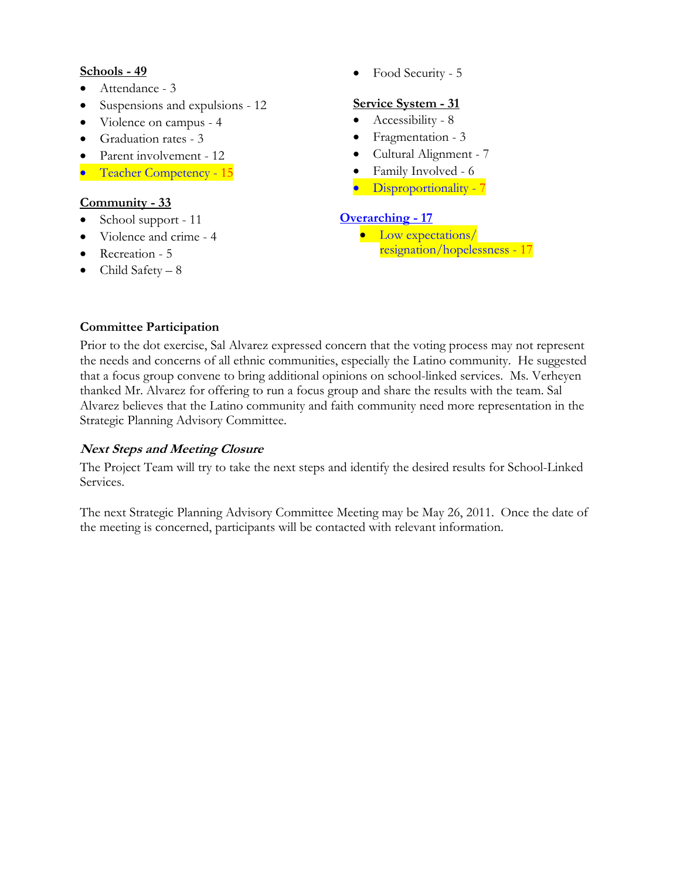**Schools - 49**

- Attendance - 3
- Suspensions and expulsions - 12
- Violence on campus - 4
- Graduation rates - 3
- Parent involvement - 12
- Teacher Competency - 15

**Community - 33**

- School support - 11
- Violence and crime - 4
- Recreation - 5
- Child Safety – 8
- Food Security - 5

**Service System - 31**

- Accessibility - 8
- Fragmentation - 3
- Cultural Alignment - 7
- Family Involved - 6
- Disproportionality - 7

**Overarching - 17**

- Low expectations/ resignation/hopelessness - 17

**Committee Participation**

Prior to the dot exercise, Sal Alvarez expressed concern that the voting process may not represent the needs and concerns of all ethnic communities, especially the Latino community. He suggested that a focus group convene to bring additional opinions on school-linked services. Ms. Verheyen thanked Mr. Alvarez for offering to run a focus group and share the results with the team. Sal Alvarez believes that the Latino community and faith community need more representation in the Strategic Planning Advisory Committee.

***Next Steps and Meeting Closure***

The Project Team will try to take the next steps and identify the desired results for School-Linked Services.

The next Strategic Planning Advisory Committee Meeting may be May 26, 2011. Once the date of the meeting is concerned, participants will be contacted with relevant information.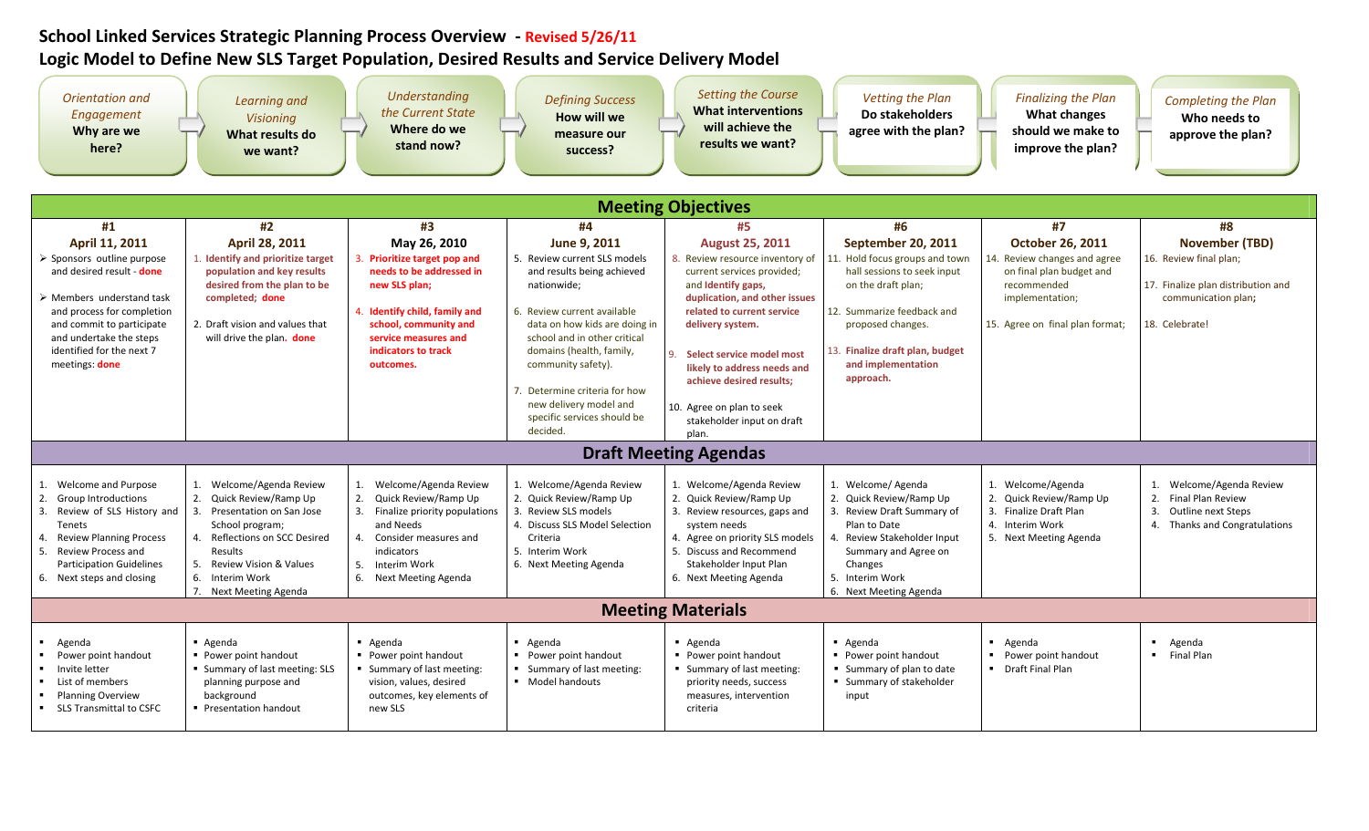# School Linked Services Strategic Planning Process Overview - Revised 5/26/11

## Logic Model to Define New SLS Target Population, Desired Results and Service Delivery Model

| *Orientation and Engagement* **Why are we here?** | *Learning and Visioning* **What results do we want?** | *Understanding the Current State* **Where do we stand now?** | *Defining Success* **How will we measure our success?** | *Setting the Course* **What interventions will achieve the results we want?** | *Vetting the Plan* **Do stakeholders agree with the plan?** | *Finalizing the Plan* **What changes should we make to improve the plan?** | *Completing the Plan* **Who needs to approve the plan?** |
|---|---|---|---|---|---|---|---|
| **Meeting Objectives** | | | | | | | |
| **#1 April 11, 2011** | **#2 April 28, 2011** | **#3 May 26, 2010** | **#4 June 9, 2011** | **#5 August 25, 2011** | **#6 September 20, 2011** | **#7 October 26, 2011** | **#8 November (TBD)** |
| ➢ Sponsors outline purpose and desired result - **done**<br>➢ Members understand task and process for completion and commit to participate and undertake the steps identified for the next 7 meetings: **done** | 1. **Identify and prioritize target population and key results desired from the plan to be completed; done**<br>2. Draft vision and values that will drive the plan. **done** | 3. **Prioritize target pop and needs to be addressed in new SLS plan;**<br>4. **Identify child, family and school, community and service measures and indicators to track outcomes.** | 5. Review current SLS models and results being achieved nationwide;<br>6. Review current available data on how kids are doing in school and in other critical domains (health, family, community safety).<br>7. Determine criteria for how new delivery model and specific services should be decided. | 8. Review resource inventory of current services provided; and **Identify gaps, duplication, and other issues related to current service delivery system.**<br>9. **Select service model most likely to address needs and achieve desired results;**<br>10. Agree on plan to seek stakeholder input on draft plan. | 11. Hold focus groups and town hall sessions to seek input on the draft plan;<br>12. Summarize feedback and proposed changes.<br>13. **Finalize draft plan, budget and implementation approach.** | 14. Review changes and agree on final plan budget and recommended implementation;<br>15. Agree on final plan format; | 16. Review final plan;<br>17. Finalize plan distribution and communication plan;<br>18. Celebrate! |
| **Draft Meeting Agendas** | | | | | | | |
| 1. Welcome and Purpose<br>2. Group Introductions<br>3. Review of SLS History and Tenets<br>4. Review Planning Process<br>5. Review Process and Participation Guidelines<br>6. Next steps and closing | 1. Welcome/Agenda Review<br>2. Quick Review/Ramp Up<br>3. Presentation on San Jose School program;<br>4. Reflections on SCC Desired Results<br>5. Review Vision & Values<br>6. Interim Work<br>7. Next Meeting Agenda | 1. Welcome/Agenda Review<br>2. Quick Review/Ramp Up<br>3. Finalize priority populations and Needs<br>4. Consider measures and indicators<br>5. Interim Work<br>6. Next Meeting Agenda | 1. Welcome/Agenda Review<br>2. Quick Review/Ramp Up<br>3. Review SLS models<br>4. Discuss SLS Model Selection Criteria<br>5. Interim Work<br>6. Next Meeting Agenda | 1. Welcome/Agenda Review<br>2. Quick Review/Ramp Up<br>3. Review resources, gaps and system needs<br>4. Agree on priority SLS models<br>5. Discuss and Recommend Stakeholder Input Plan<br>6. Next Meeting Agenda | 1. Welcome/ Agenda<br>2. Quick Review/Ramp Up<br>3. Review Draft Summary of Plan to Date<br>4. Review Stakeholder Input Summary and Agree on Changes<br>5. Interim Work<br>6. Next Meeting Agenda | 1. Welcome/Agenda<br>2. Quick Review/Ramp Up<br>3. Finalize Draft Plan<br>4. Interim Work<br>5. Next Meeting Agenda | 1. Welcome/Agenda Review<br>2. Final Plan Review<br>3. Outline next Steps<br>4. Thanks and Congratulations |
| **Meeting Materials** | | | | | | | |
| ▪ Agenda<br>▪ Power point handout<br>▪ Invite letter<br>▪ List of members<br>▪ Planning Overview<br>▪ SLS Transmittal to CSFC | ▪ Agenda<br>▪ Power point handout<br>▪ Summary of last meeting: SLS planning purpose and background<br>▪ Presentation handout | ▪ Agenda<br>▪ Power point handout<br>▪ Summary of last meeting: vision, values, desired outcomes, key elements of new SLS | ▪ Agenda<br>▪ Power point handout<br>▪ Summary of last meeting:<br>▪ Model handouts | ▪ Agenda<br>▪ Power point handout<br>▪ Summary of last meeting: priority needs, success measures, intervention criteria | ▪ Agenda<br>▪ Power point handout<br>▪ Summary of plan to date<br>▪ Summary of stakeholder input | ▪ Agenda<br>▪ Power point handout<br>▪ Draft Final Plan | ▪ Agenda<br>▪ Final Plan |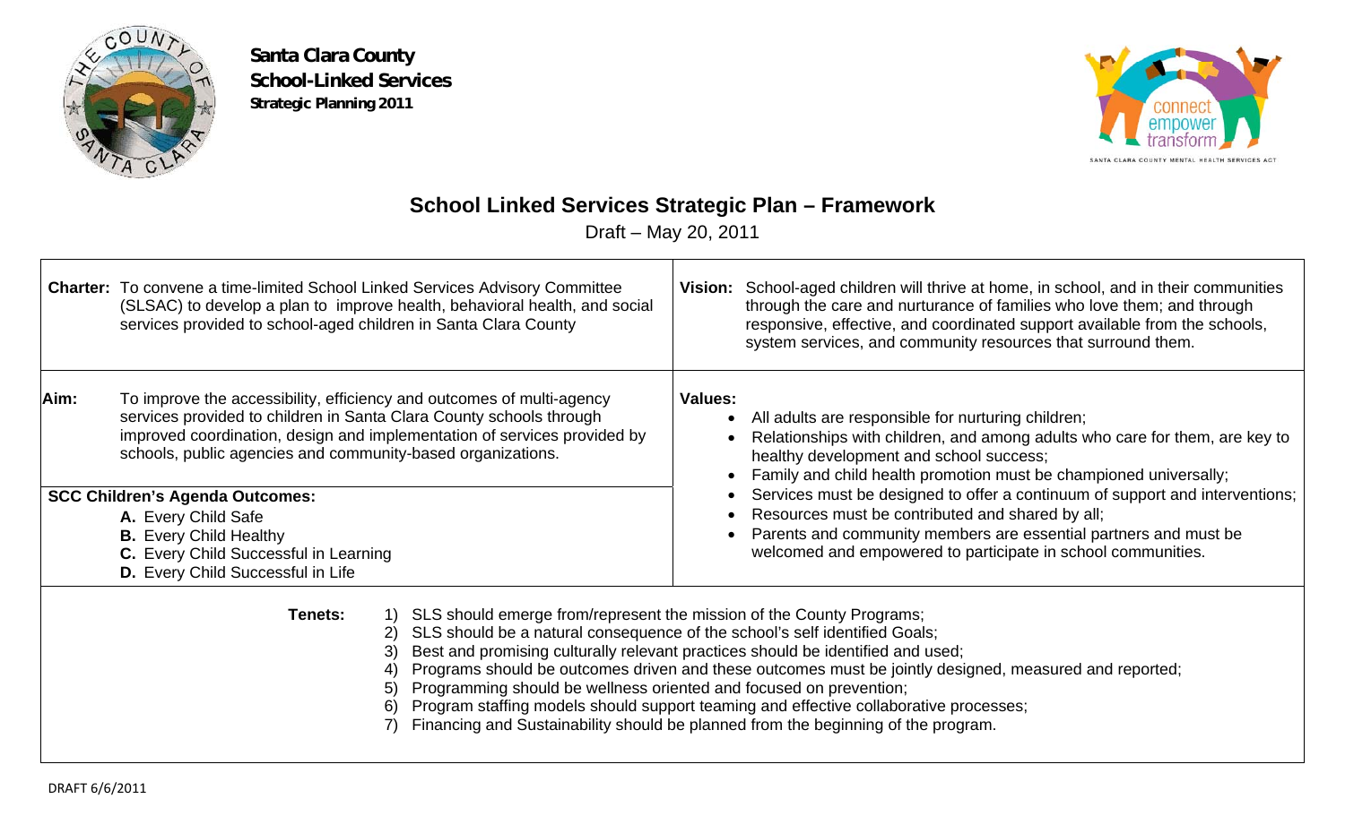**Santa Clara County**
**School-Linked Services**
**Strategic Planning 2011**

# School Linked Services Strategic Plan – Framework

Draft – May 20, 2011

**Charter:** To convene a time-limited School Linked Services Advisory Committee (SLSAC) to develop a plan to improve health, behavioral health, and social services provided to school-aged children in Santa Clara County

**Vision:** School-aged children will thrive at home, in school, and in their communities through the care and nurturance of families who love them; and through responsive, effective, and coordinated support available from the schools, system services, and community resources that surround them.

**Aim:** To improve the accessibility, efficiency and outcomes of multi-agency services provided to children in Santa Clara County schools through improved coordination, design and implementation of services provided by schools, public agencies and community-based organizations.

**SCC Children's Agenda Outcomes:**

- **A.** Every Child Safe
- **B.** Every Child Healthy
- **C.** Every Child Successful in Learning
- **D.** Every Child Successful in Life

**Values:**

- All adults are responsible for nurturing children;
- Relationships with children, and among adults who care for them, are key to healthy development and school success;
- Family and child health promotion must be championed universally;
- Services must be designed to offer a continuum of support and interventions;
- Resources must be contributed and shared by all;
- Parents and community members are essential partners and must be welcomed and empowered to participate in school communities.

**Tenets:**

1) SLS should emerge from/represent the mission of the County Programs;
2) SLS should be a natural consequence of the school's self identified Goals;
3) Best and promising culturally relevant practices should be identified and used;
4) Programs should be outcomes driven and these outcomes must be jointly designed, measured and reported;
5) Programming should be wellness oriented and focused on prevention;
6) Program staffing models should support teaming and effective collaborative processes;
7) Financing and Sustainability should be planned from the beginning of the program.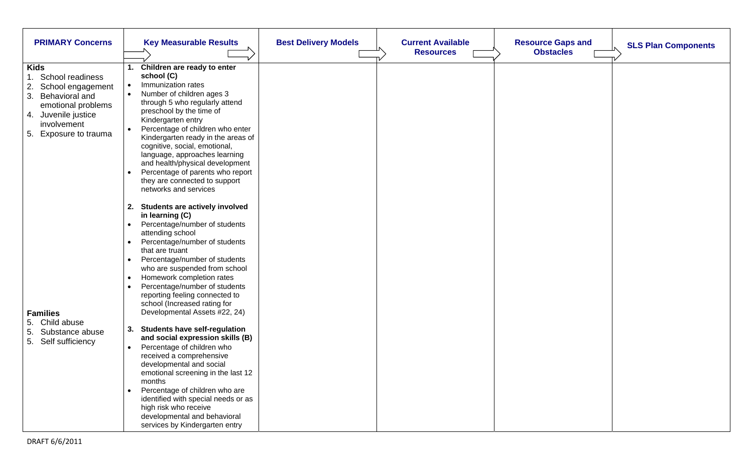| PRIMARY Concerns | Key Measurable Results | Best Delivery Models | Current Available Resources | Resource Gaps and Obstacles | SLS Plan Components |
|---|---|---|---|---|---|
| **Kids**<br>1. School readiness<br>2. School engagement<br>3. Behavioral and emotional problems<br>4. Juvenile justice involvement<br>5. Exposure to trauma<br><br>**Families**<br>5. Child abuse<br>5. Substance abuse<br>5. Self sufficiency | **1. Children are ready to enter school (C)**<br>• Immunization rates<br>• Number of children ages 3 through 5 who regularly attend preschool by the time of Kindergarten entry<br>• Percentage of children who enter Kindergarten ready in the areas of cognitive, social, emotional, language, approaches learning and health/physical development<br>• Percentage of parents who report they are connected to support networks and services<br><br>**2. Students are actively involved in learning (C)**<br>• Percentage/number of students attending school<br>• Percentage/number of students that are truant<br>• Percentage/number of students who are suspended from school<br>• Homework completion rates<br>• Percentage/number of students reporting feeling connected to school (Increased rating for Developmental Assets #22, 24)<br><br>**3. Students have self-regulation and social expression skills (B)**<br>• Percentage of children who received a comprehensive developmental and social emotional screening in the last 12 months<br>• Percentage of children who are identified with special needs or as high risk who receive developmental and behavioral services by Kindergarten entry | | | | |

DRAFT 6/6/2011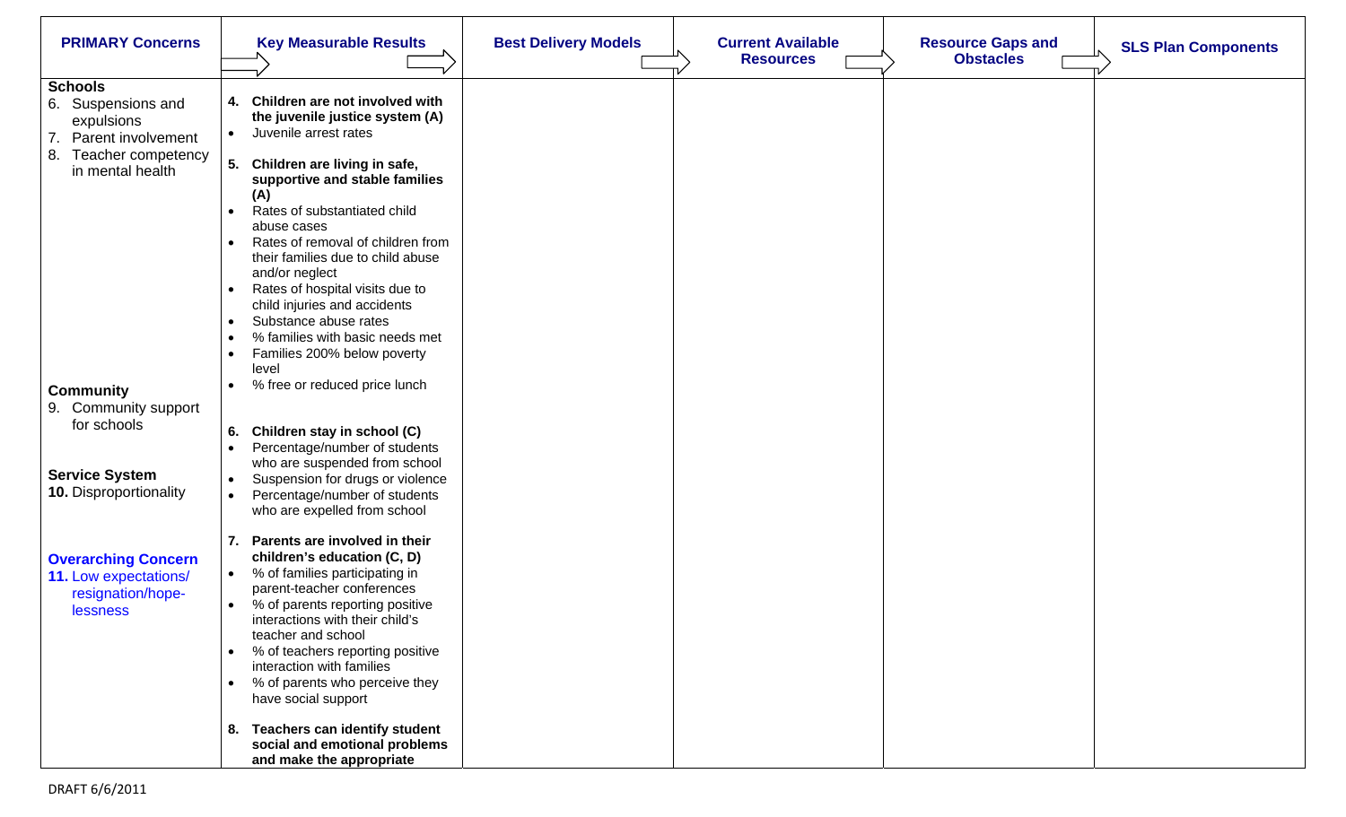| PRIMARY Concerns | Key Measurable Results | Best Delivery Models | Current Available Resources | Resource Gaps and Obstacles | SLS Plan Components |
|---|---|---|---|---|---|
| **Schools**<br>6. Suspensions and expulsions<br>7. Parent involvement<br>8. Teacher competency in mental health<br><br>**Community**<br>9. Community support for schools<br><br>**Service System**<br>**10.** Disproportionality<br><br>**Overarching Concern**<br>**11.** Low expectations/ resignation/hope-lessness | **4. Children are not involved with the juvenile justice system (A)**<br>• Juvenile arrest rates<br><br>**5. Children are living in safe, supportive and stable families (A)**<br>• Rates of substantiated child abuse cases<br>• Rates of removal of children from their families due to child abuse and/or neglect<br>• Rates of hospital visits due to child injuries and accidents<br>• Substance abuse rates<br>• % families with basic needs met<br>• Families 200% below poverty level<br>• % free or reduced price lunch<br><br>**6. Children stay in school (C)**<br>• Percentage/number of students who are suspended from school<br>• Suspension for drugs or violence<br>• Percentage/number of students who are expelled from school<br><br>**7. Parents are involved in their children's education (C, D)**<br>• % of families participating in parent-teacher conferences<br>• % of parents reporting positive interactions with their child's teacher and school<br>• % of teachers reporting positive interaction with families<br>• % of parents who perceive they have social support<br><br>**8. Teachers can identify student social and emotional problems and make the appropriate** | | | | |

DRAFT 6/6/2011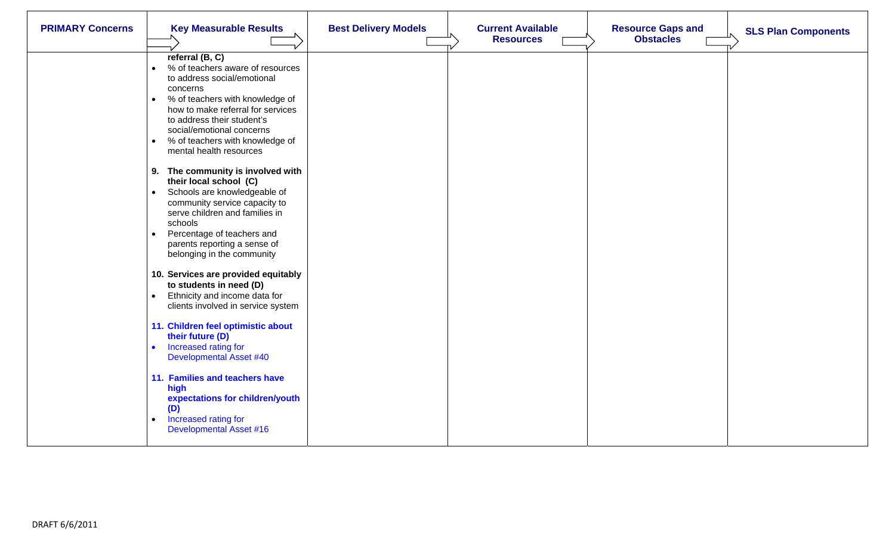| PRIMARY Concerns | Key Measurable Results | Best Delivery Models | Current Available Resources | Resource Gaps and Obstacles | SLS Plan Components |
|---|---|---|---|---|---|
| | **referral (B, C)**<br>• % of teachers aware of resources to address social/emotional concerns<br>• % of teachers with knowledge of how to make referral for services to address their student's social/emotional concerns<br>• % of teachers with knowledge of mental health resources<br><br>**9. The community is involved with their local school (C)**<br>• Schools are knowledgeable of community service capacity to serve children and families in schools<br>• Percentage of teachers and parents reporting a sense of belonging in the community<br><br>**10. Services are provided equitably to students in need (D)**<br>• Ethnicity and income data for clients involved in service system<br><br>**11. Children feel optimistic about their future (D)**<br>• Increased rating for Developmental Asset #40<br><br>**11. Families and teachers have high expectations for children/youth (D)**<br>• Increased rating for Developmental Asset #16 | | | | |

DRAFT 6/6/2011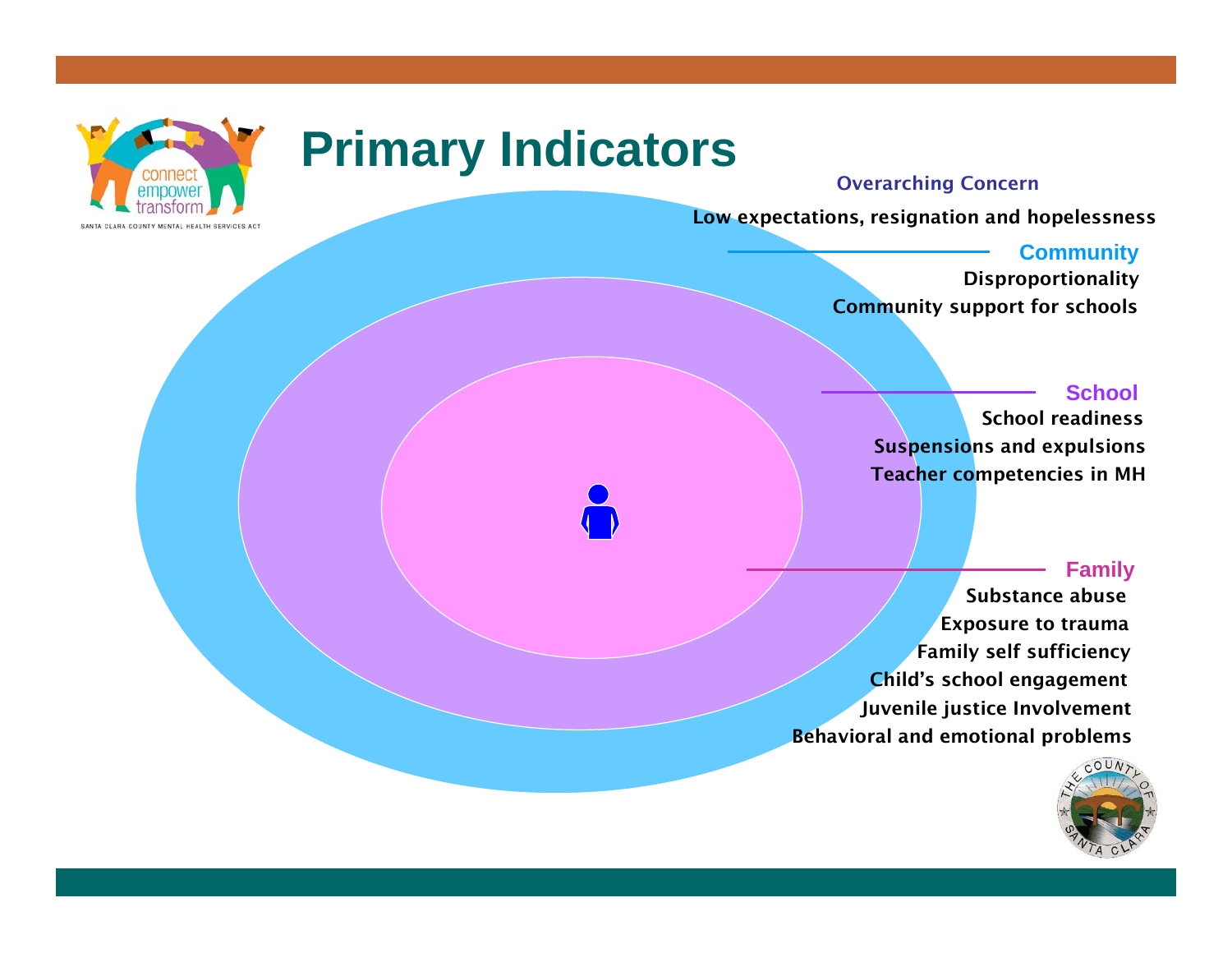# Primary Indicators

**Overarching Concern**

Low expectations, resignation and hopelessness

**Community**

Disproportionality

Community support for schools

**School**

School readiness

Suspensions and expulsions

Teacher competencies in MH

**Family**

Substance abuse

Exposure to trauma

Family self sufficiency

Child's school engagement

Juvenile justice Involvement

Behavioral and emotional problems